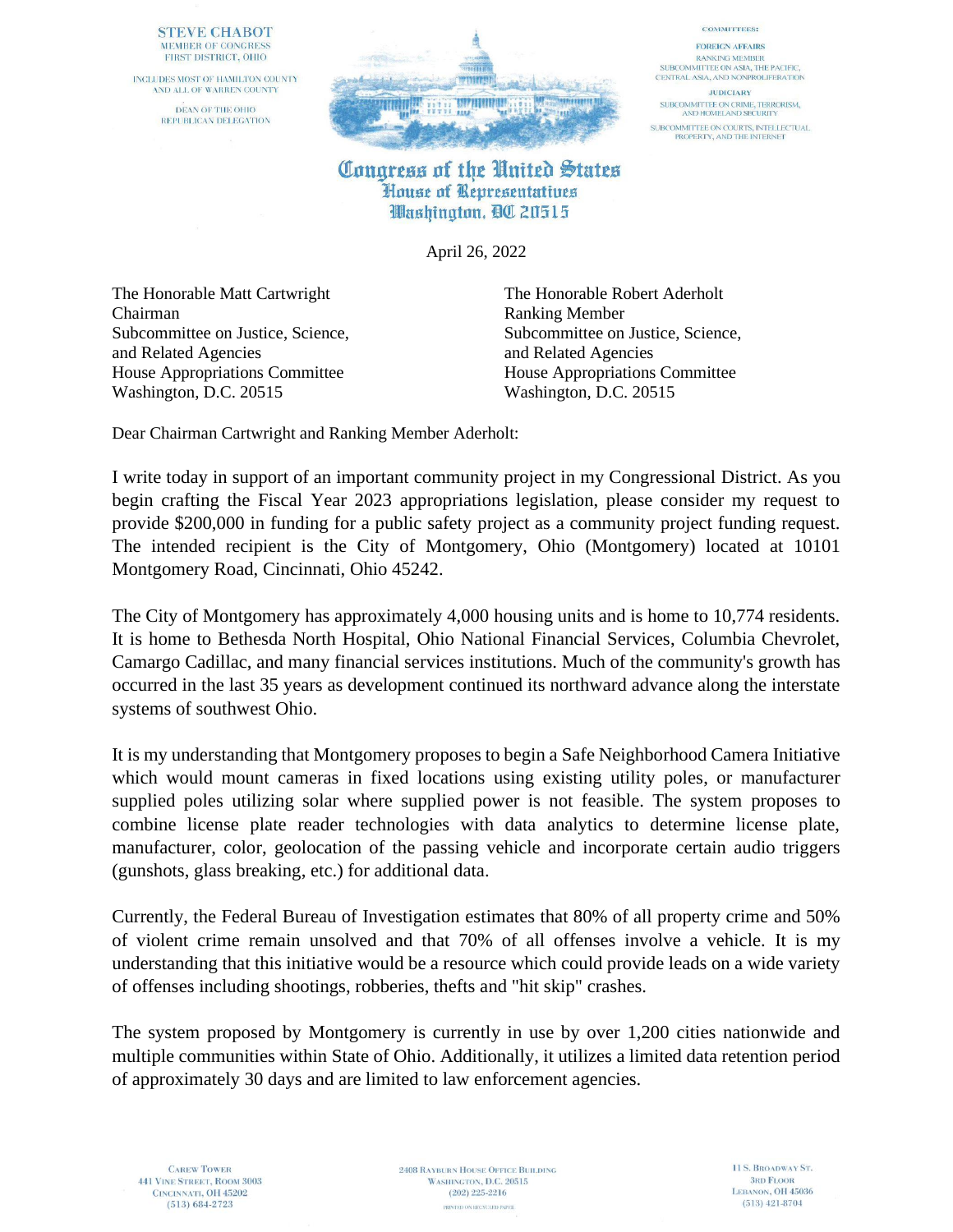STEVE CHABOT
MEMBER OF CONGRESS
FIRST DISTRICT, OHIO

INCLUDES MOST OF HAMILTON COUNTY
AND ALL OF WARREN COUNTY

DEAN OF THE OHIO
REPUBLICAN DELEGATION

COMMITTEES:

FOREIGN AFFAIRS
RANKING MEMBER
SUBCOMMITTEE ON ASIA, THE PACIFIC, CENTRAL ASIA, AND NONPROLIFERATION

JUDICIARY
SUBCOMMITTEE ON CRIME, TERRORISM, AND HOMELAND SECURITY
SUBCOMMITTEE ON COURTS, INTELLECTUAL PROPERTY, AND THE INTERNET

**Congress of the United States**
**House of Representatives**
**Washington, DC 20515**

April 26, 2022

The Honorable Matt Cartwright
Chairman
Subcommittee on Justice, Science, and Related Agencies
House Appropriations Committee
Washington, D.C. 20515

The Honorable Robert Aderholt
Ranking Member
Subcommittee on Justice, Science, and Related Agencies
House Appropriations Committee
Washington, D.C. 20515

Dear Chairman Cartwright and Ranking Member Aderholt:

I write today in support of an important community project in my Congressional District. As you begin crafting the Fiscal Year 2023 appropriations legislation, please consider my request to provide $200,000 in funding for a public safety project as a community project funding request. The intended recipient is the City of Montgomery, Ohio (Montgomery) located at 10101 Montgomery Road, Cincinnati, Ohio 45242.

The City of Montgomery has approximately 4,000 housing units and is home to 10,774 residents. It is home to Bethesda North Hospital, Ohio National Financial Services, Columbia Chevrolet, Camargo Cadillac, and many financial services institutions. Much of the community's growth has occurred in the last 35 years as development continued its northward advance along the interstate systems of southwest Ohio.

It is my understanding that Montgomery proposes to begin a Safe Neighborhood Camera Initiative which would mount cameras in fixed locations using existing utility poles, or manufacturer supplied poles utilizing solar where supplied power is not feasible. The system proposes to combine license plate reader technologies with data analytics to determine license plate, manufacturer, color, geolocation of the passing vehicle and incorporate certain audio triggers (gunshots, glass breaking, etc.) for additional data.

Currently, the Federal Bureau of Investigation estimates that 80% of all property crime and 50% of violent crime remain unsolved and that 70% of all offenses involve a vehicle. It is my understanding that this initiative would be a resource which could provide leads on a wide variety of offenses including shootings, robberies, thefts and "hit skip" crashes.

The system proposed by Montgomery is currently in use by over 1,200 cities nationwide and multiple communities within State of Ohio. Additionally, it utilizes a limited data retention period of approximately 30 days and are limited to law enforcement agencies.

CAREW TOWER
441 VINE STREET, ROOM 3003
CINCINNATI, OH 45202
(513) 684-2723

2408 RAYBURN HOUSE OFFICE BUILDING
WASHINGTON, D.C. 20515
(202) 225-2216

11 S. BROADWAY ST.
3RD FLOOR
LEBANON, OH 45036
(513) 421-8704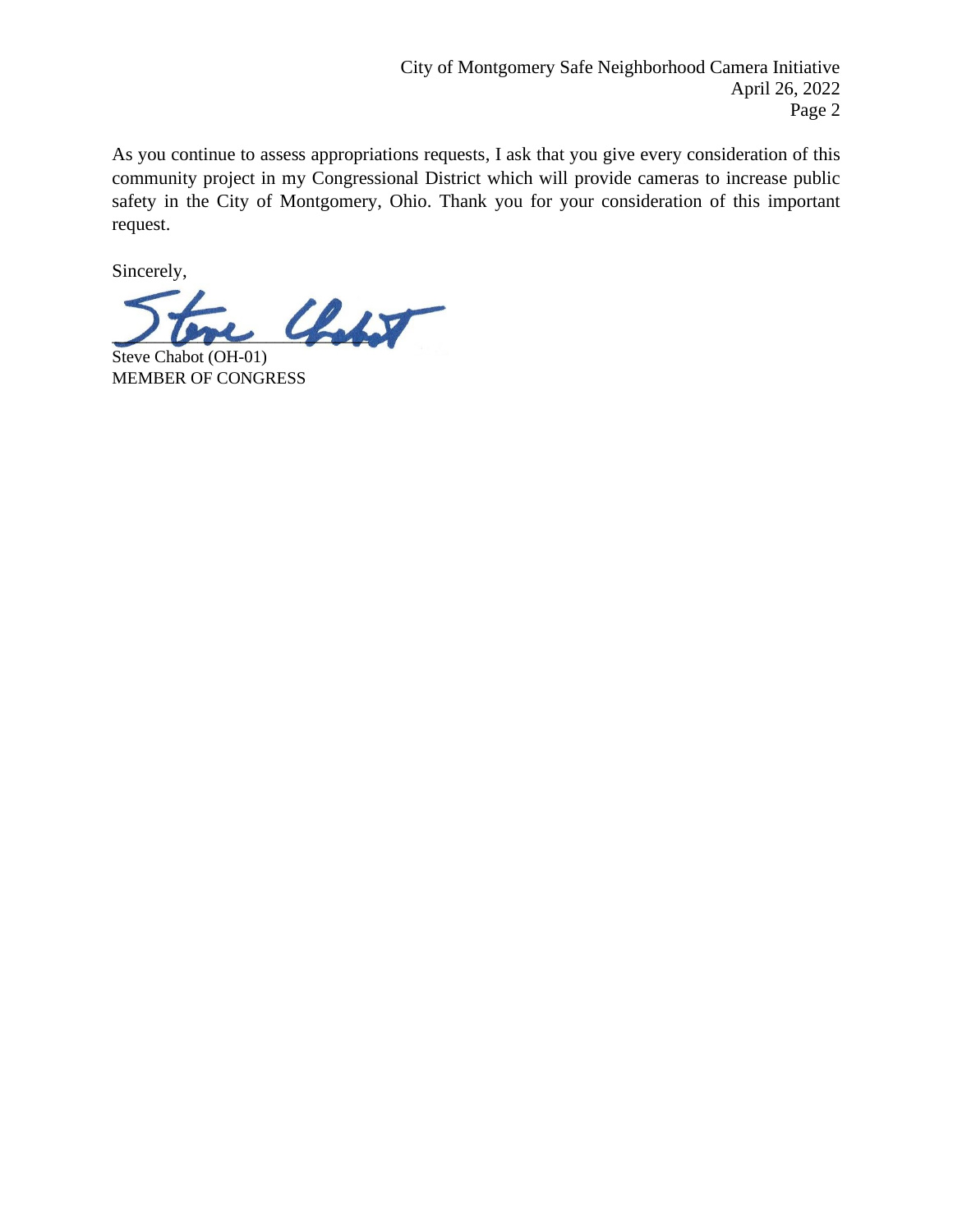As you continue to assess appropriations requests, I ask that you give every consideration of this community project in my Congressional District which will provide cameras to increase public safety in the City of Montgomery, Ohio. Thank you for your consideration of this important request.

Sincerely,

Steve Chabot (OH-01)
MEMBER OF CONGRESS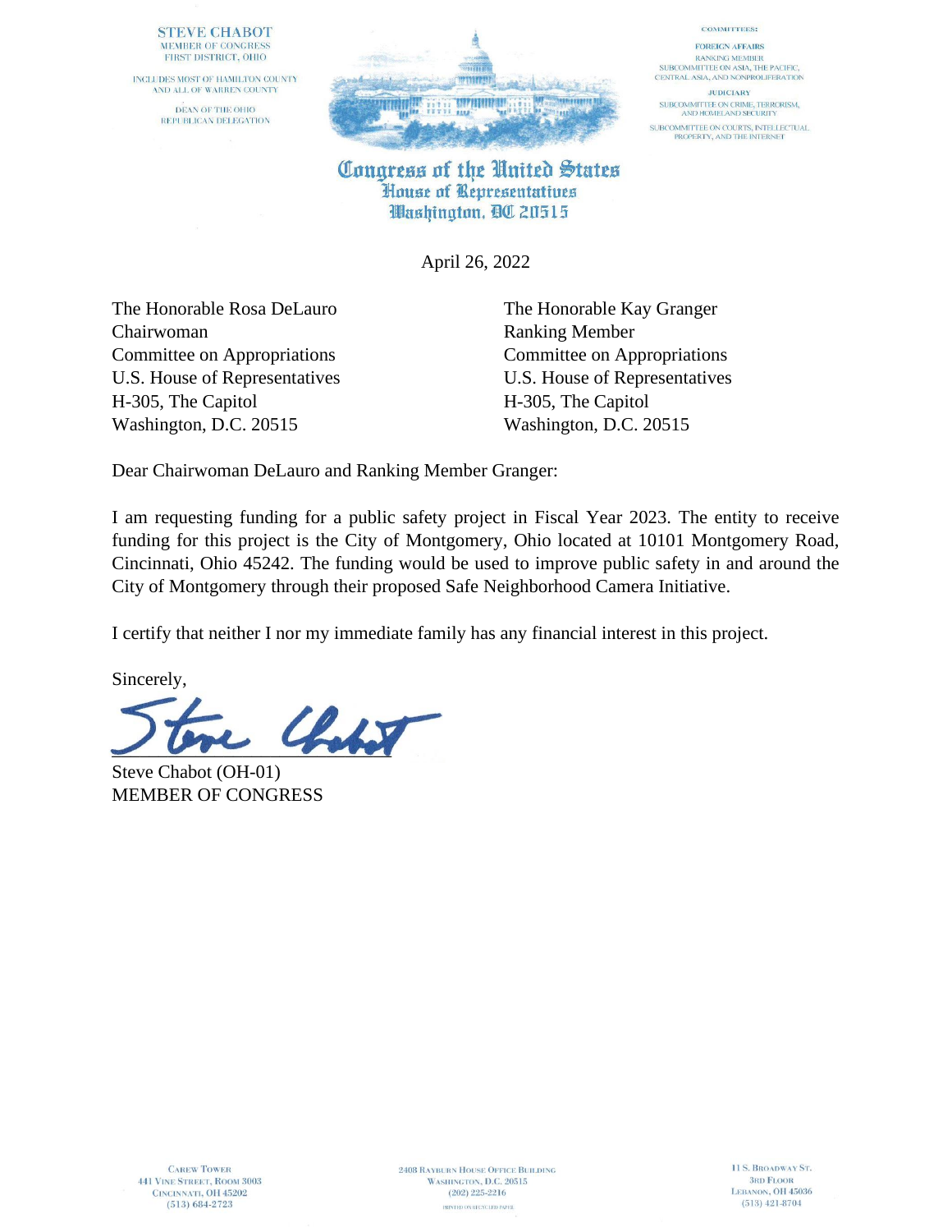STEVE CHABOT
MEMBER OF CONGRESS
FIRST DISTRICT, OHIO

INCLUDES MOST OF HAMILTON COUNTY
AND ALL OF WARREN COUNTY

DEAN OF THE OHIO
REPUBLICAN DELEGATION

COMMITTEES:

FOREIGN AFFAIRS
RANKING MEMBER
SUBCOMMITTEE ON ASIA, THE PACIFIC,
CENTRAL ASIA, AND NONPROLIFERATION

JUDICIARY
SUBCOMMITTEE ON CRIME, TERRORISM,
AND HOMELAND SECURITY
SUBCOMMITTEE ON COURTS, INTELLECTUAL
PROPERTY, AND THE INTERNET

**Congress of the United States**
**House of Representatives**
**Washington, DC 20515**

April 26, 2022

The Honorable Rosa DeLauro
Chairwoman
Committee on Appropriations
U.S. House of Representatives
H-305, The Capitol
Washington, D.C. 20515

The Honorable Kay Granger
Ranking Member
Committee on Appropriations
U.S. House of Representatives
H-305, The Capitol
Washington, D.C. 20515

Dear Chairwoman DeLauro and Ranking Member Granger:

I am requesting funding for a public safety project in Fiscal Year 2023. The entity to receive funding for this project is the City of Montgomery, Ohio located at 10101 Montgomery Road, Cincinnati, Ohio 45242. The funding would be used to improve public safety in and around the City of Montgomery through their proposed Safe Neighborhood Camera Initiative.

I certify that neither I nor my immediate family has any financial interest in this project.

Sincerely,

Steve Chabot (OH-01)
MEMBER OF CONGRESS

CAREW TOWER
441 VINE STREET, ROOM 3003
CINCINNATI, OH 45202
(513) 684-2723

2408 RAYBURN HOUSE OFFICE BUILDING
WASHINGTON, D.C. 20515
(202) 225-2216
PRINTED ON RECYCLED PAPER

11 S. BROADWAY ST.
3RD FLOOR
LEBANON, OH 45036
(513) 421-8704